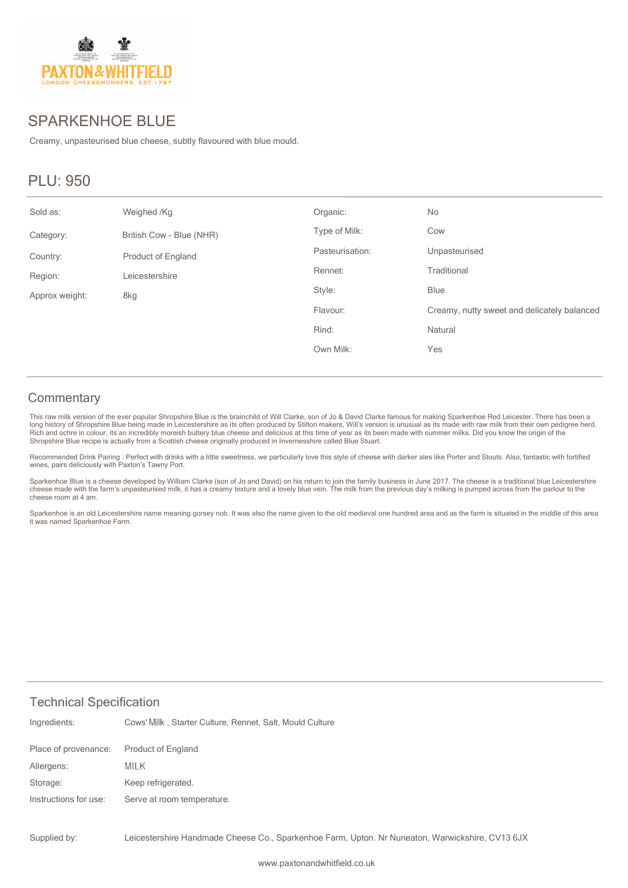PAXTON & WHITFIELD
LONDON CHEESEMONGERS. EST. 1797

# SPARKENHOE BLUE

Creamy, unpasteurised blue cheese, subtly flavoured with blue mould.

## PLU: 950

| | | | |
|---|---|---|---|
| Sold as: | Weighed /Kg | Organic: | No |
| Category: | British Cow - Blue (NHR) | Type of Milk: | Cow |
| Country: | Product of England | Pasteurisation: | Unpasteurised |
| Region: | Leicestershire | Rennet: | Traditional |
| Approx weight: | 8kg | Style: | Blue |
| | | Flavour: | Creamy, nutty sweet and delicately balanced |
| | | Rind: | Natural |
| | | Own Milk: | Yes |

## Commentary

This raw milk version of the ever popular Shropshire Blue is the brainchild of Will Clarke, son of Jo & David Clarke famous for making Sparkenhoe Red Leicester. There has been a long history of Shropshire Blue being made in Leicestershire as its often produced by Stilton makers, Will's version is unusual as its made with raw milk from their own pedigree herd. Rich and ochre in colour, its an incredibly moreish buttery blue cheese and delicious at this time of year as its been made with summer milks. Did you know the origin of the Shropshire Blue recipe is actually from a Scottish cheese originally produced in Invernesshire called Blue Stuart.

Recommended Drink Pairing : Perfect with drinks with a little sweetness, we particularly love this style of cheese with darker ales like Porter and Stouts. Also, fantastic with fortified wines, pairs deliciously with Paxton's Tawny Port.

Sparkenhoe Blue is a cheese developed by William Clarke (son of Jo and David) on his return to join the family business in June 2017. The cheese is a traditional blue Leicestershire cheese made with the farm's unpasteurised milk, it has a creamy texture and a lovely blue vein. The milk from the previous day's milking is pumped across from the parlour to the cheese room at 4 am.

Sparkenhoe is an old Leicestershire name meaning gorsey nob. It was also the name given to the old medieval one hundred area and as the farm is situated in the middle of this area it was named Sparkenhoe Farm.

## Technical Specification

| | |
|---|---|
| Ingredients: | Cows' Milk , Starter Culture, Rennet, Salt, Mould Culture |
| Place of provenance: | Product of England |
| Allergens: | MILK |
| Storage: | Keep refrigerated. |
| Instructions for use: | Serve at room temperature. |
| Supplied by: | Leicestershire Handmade Cheese Co., Sparkenhoe Farm, Upton. Nr Nuneaton, Warwickshire, CV13 6JX |

www.paxtonandwhitfield.co.uk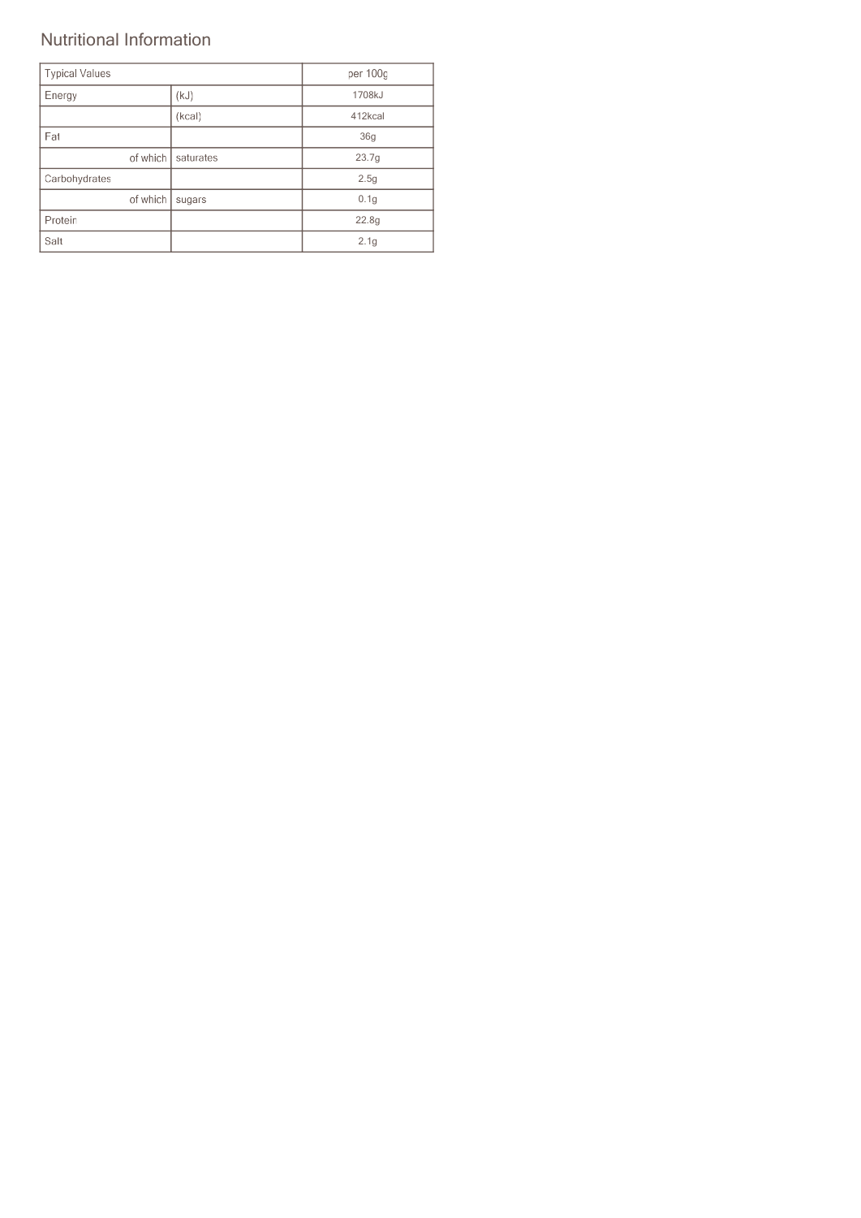## Nutritional Information

| Typical Values | | per 100g |
|---|---|---|
| Energy | (kJ) | 1708kJ |
| | (kcal) | 412kcal |
| Fat | | 36g |
| of which | saturates | 23.7g |
| Carbohydrates | | 2.5g |
| of which | sugars | 0.1g |
| Protein | | 22.8g |
| Salt | | 2.1g |